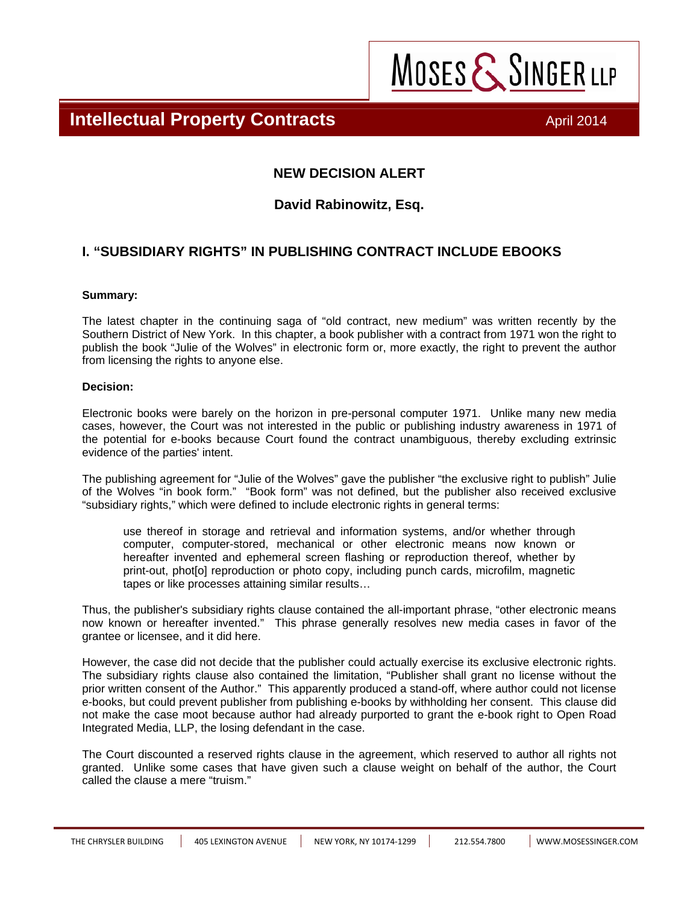MOSES & SINGER LLP

# Intellectual Property Contracts

April 2014

## NEW DECISION ALERT

**David Rabinowitz, Esq.**

## I. "SUBSIDIARY RIGHTS" IN PUBLISHING CONTRACT INCLUDE EBOOKS

**Summary:**

The latest chapter in the continuing saga of "old contract, new medium" was written recently by the Southern District of New York. In this chapter, a book publisher with a contract from 1971 won the right to publish the book "Julie of the Wolves" in electronic form or, more exactly, the right to prevent the author from licensing the rights to anyone else.

**Decision:**

Electronic books were barely on the horizon in pre-personal computer 1971. Unlike many new media cases, however, the Court was not interested in the public or publishing industry awareness in 1971 of the potential for e-books because Court found the contract unambiguous, thereby excluding extrinsic evidence of the parties' intent.

The publishing agreement for "Julie of the Wolves" gave the publisher "the exclusive right to publish" Julie of the Wolves "in book form." "Book form" was not defined, but the publisher also received exclusive "subsidiary rights," which were defined to include electronic rights in general terms:

> use thereof in storage and retrieval and information systems, and/or whether through computer, computer-stored, mechanical or other electronic means now known or hereafter invented and ephemeral screen flashing or reproduction thereof, whether by print-out, phot[o] reproduction or photo copy, including punch cards, microfilm, magnetic tapes or like processes attaining similar results…

Thus, the publisher's subsidiary rights clause contained the all-important phrase, "other electronic means now known or hereafter invented." This phrase generally resolves new media cases in favor of the grantee or licensee, and it did here.

However, the case did not decide that the publisher could actually exercise its exclusive electronic rights. The subsidiary rights clause also contained the limitation, "Publisher shall grant no license without the prior written consent of the Author." This apparently produced a stand-off, where author could not license e-books, but could prevent publisher from publishing e-books by withholding her consent. This clause did not make the case moot because author had already purported to grant the e-book right to Open Road Integrated Media, LLP, the losing defendant in the case.

The Court discounted a reserved rights clause in the agreement, which reserved to author all rights not granted. Unlike some cases that have given such a clause weight on behalf of the author, the Court called the clause a mere "truism."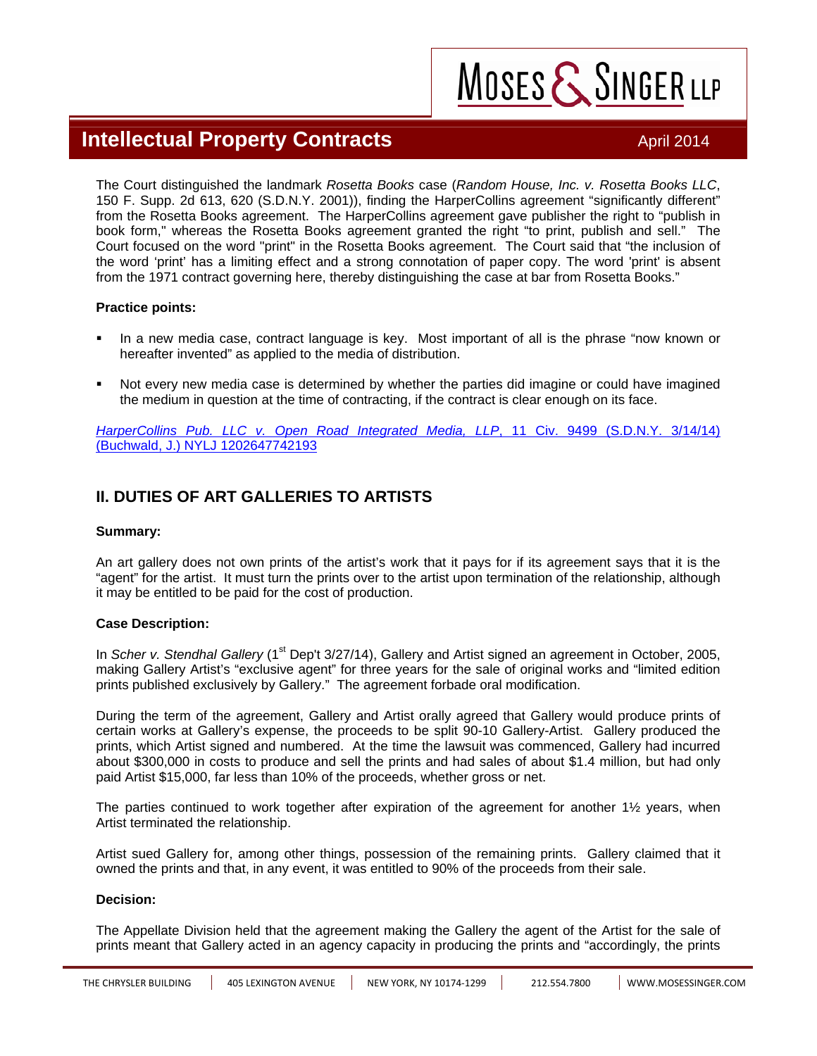The Court distinguished the landmark *Rosetta Books* case (*Random House, Inc. v. Rosetta Books LLC*, 150 F. Supp. 2d 613, 620 (S.D.N.Y. 2001)), finding the HarperCollins agreement "significantly different" from the Rosetta Books agreement. The HarperCollins agreement gave publisher the right to "publish in book form," whereas the Rosetta Books agreement granted the right "to print, publish and sell." The Court focused on the word "print" in the Rosetta Books agreement. The Court said that "the inclusion of the word 'print' has a limiting effect and a strong connotation of paper copy. The word 'print' is absent from the 1971 contract governing here, thereby distinguishing the case at bar from Rosetta Books."

**Practice points:**

- In a new media case, contract language is key. Most important of all is the phrase "now known or hereafter invented" as applied to the media of distribution.
- Not every new media case is determined by whether the parties did imagine or could have imagined the medium in question at the time of contracting, if the contract is clear enough on its face.

*HarperCollins Pub. LLC v. Open Road Integrated Media, LLP*, 11 Civ. 9499 (S.D.N.Y. 3/14/14) (Buchwald, J.) NYLJ 1202647742193

## II. DUTIES OF ART GALLERIES TO ARTISTS

**Summary:**

An art gallery does not own prints of the artist's work that it pays for if its agreement says that it is the "agent" for the artist. It must turn the prints over to the artist upon termination of the relationship, although it may be entitled to be paid for the cost of production.

**Case Description:**

In *Scher v. Stendhal Gallery* (1st Dep't 3/27/14), Gallery and Artist signed an agreement in October, 2005, making Gallery Artist's "exclusive agent" for three years for the sale of original works and "limited edition prints published exclusively by Gallery." The agreement forbade oral modification.

During the term of the agreement, Gallery and Artist orally agreed that Gallery would produce prints of certain works at Gallery's expense, the proceeds to be split 90-10 Gallery-Artist. Gallery produced the prints, which Artist signed and numbered. At the time the lawsuit was commenced, Gallery had incurred about $300,000 in costs to produce and sell the prints and had sales of about $1.4 million, but had only paid Artist $15,000, far less than 10% of the proceeds, whether gross or net.

The parties continued to work together after expiration of the agreement for another 1½ years, when Artist terminated the relationship.

Artist sued Gallery for, among other things, possession of the remaining prints. Gallery claimed that it owned the prints and that, in any event, it was entitled to 90% of the proceeds from their sale.

**Decision:**

The Appellate Division held that the agreement making the Gallery the agent of the Artist for the sale of prints meant that Gallery acted in an agency capacity in producing the prints and "accordingly, the prints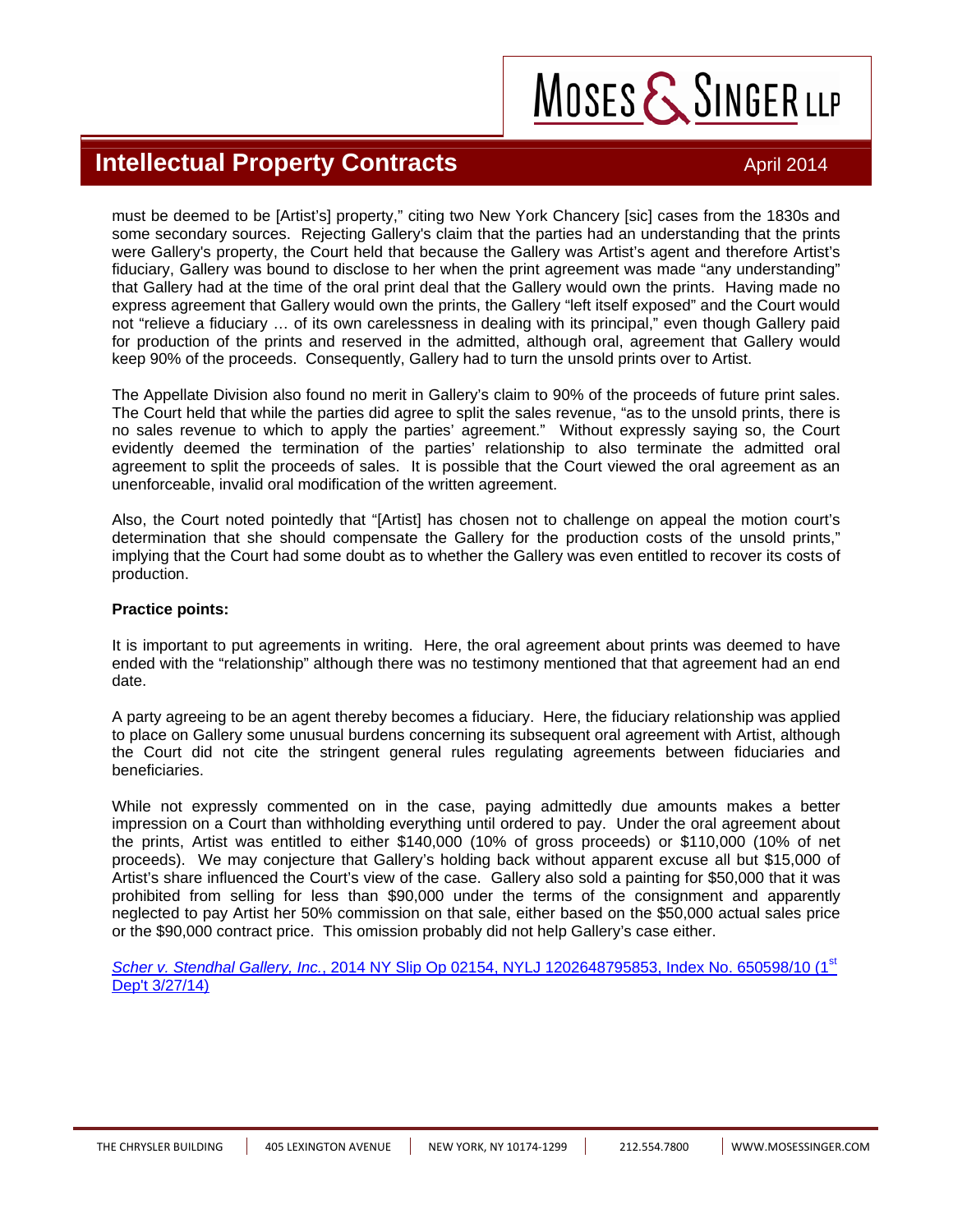must be deemed to be [Artist's] property," citing two New York Chancery [sic] cases from the 1830s and some secondary sources. Rejecting Gallery's claim that the parties had an understanding that the prints were Gallery's property, the Court held that because the Gallery was Artist's agent and therefore Artist's fiduciary, Gallery was bound to disclose to her when the print agreement was made "any understanding" that Gallery had at the time of the oral print deal that the Gallery would own the prints. Having made no express agreement that Gallery would own the prints, the Gallery "left itself exposed" and the Court would not "relieve a fiduciary … of its own carelessness in dealing with its principal," even though Gallery paid for production of the prints and reserved in the admitted, although oral, agreement that Gallery would keep 90% of the proceeds. Consequently, Gallery had to turn the unsold prints over to Artist.

The Appellate Division also found no merit in Gallery's claim to 90% of the proceeds of future print sales. The Court held that while the parties did agree to split the sales revenue, "as to the unsold prints, there is no sales revenue to which to apply the parties' agreement." Without expressly saying so, the Court evidently deemed the termination of the parties' relationship to also terminate the admitted oral agreement to split the proceeds of sales. It is possible that the Court viewed the oral agreement as an unenforceable, invalid oral modification of the written agreement.

Also, the Court noted pointedly that "[Artist] has chosen not to challenge on appeal the motion court's determination that she should compensate the Gallery for the production costs of the unsold prints," implying that the Court had some doubt as to whether the Gallery was even entitled to recover its costs of production.

**Practice points:**

It is important to put agreements in writing. Here, the oral agreement about prints was deemed to have ended with the "relationship" although there was no testimony mentioned that that agreement had an end date.

A party agreeing to be an agent thereby becomes a fiduciary. Here, the fiduciary relationship was applied to place on Gallery some unusual burdens concerning its subsequent oral agreement with Artist, although the Court did not cite the stringent general rules regulating agreements between fiduciaries and beneficiaries.

While not expressly commented on in the case, paying admittedly due amounts makes a better impression on a Court than withholding everything until ordered to pay. Under the oral agreement about the prints, Artist was entitled to either $140,000 (10% of gross proceeds) or $110,000 (10% of net proceeds). We may conjecture that Gallery's holding back without apparent excuse all but $15,000 of Artist's share influenced the Court's view of the case. Gallery also sold a painting for $50,000 that it was prohibited from selling for less than $90,000 under the terms of the consignment and apparently neglected to pay Artist her 50% commission on that sale, either based on the $50,000 actual sales price or the $90,000 contract price. This omission probably did not help Gallery's case either.

*Scher v. Stendhal Gallery, Inc.*, 2014 NY Slip Op 02154, NYLJ 1202648795853, Index No. 650598/10 (1st Dep't 3/27/14)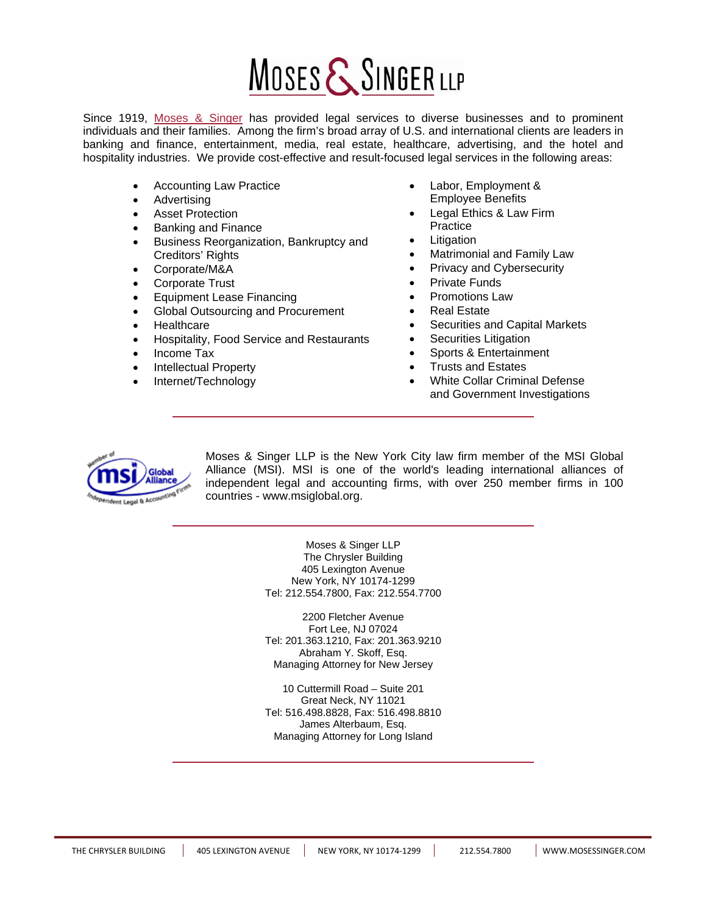# MOSES & SINGER LLP

Since 1919, Moses & Singer has provided legal services to diverse businesses and to prominent individuals and their families. Among the firm's broad array of U.S. and international clients are leaders in banking and finance, entertainment, media, real estate, healthcare, advertising, and the hotel and hospitality industries. We provide cost-effective and result-focused legal services in the following areas:

- Accounting Law Practice
- Advertising
- Asset Protection
- Banking and Finance
- Business Reorganization, Bankruptcy and Creditors' Rights
- Corporate/M&A
- Corporate Trust
- Equipment Lease Financing
- Global Outsourcing and Procurement
- Healthcare
- Hospitality, Food Service and Restaurants
- Income Tax
- Intellectual Property
- Internet/Technology
- Labor, Employment & Employee Benefits
- Legal Ethics & Law Firm Practice
- Litigation
- Matrimonial and Family Law
- Privacy and Cybersecurity
- Private Funds
- Promotions Law
- Real Estate
- Securities and Capital Markets
- Securities Litigation
- Sports & Entertainment
- Trusts and Estates
- White Collar Criminal Defense and Government Investigations

---

Moses & Singer LLP is the New York City law firm member of the MSI Global Alliance (MSI). MSI is one of the world's leading international alliances of independent legal and accounting firms, with over 250 member firms in 100 countries - www.msiglobal.org.

---

Moses & Singer LLP
The Chrysler Building
405 Lexington Avenue
New York, NY 10174-1299
Tel: 212.554.7800, Fax: 212.554.7700

2200 Fletcher Avenue
Fort Lee, NJ 07024
Tel: 201.363.1210, Fax: 201.363.9210
Abraham Y. Skoff, Esq.
Managing Attorney for New Jersey

10 Cuttermill Road – Suite 201
Great Neck, NY 11021
Tel: 516.498.8828, Fax: 516.498.8810
James Alterbaum, Esq.
Managing Attorney for Long Island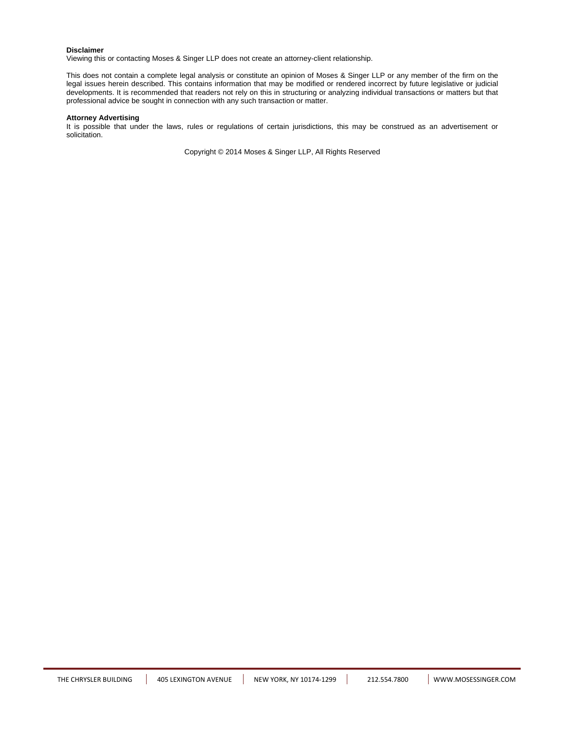**Disclaimer**

Viewing this or contacting Moses & Singer LLP does not create an attorney-client relationship.

This does not contain a complete legal analysis or constitute an opinion of Moses & Singer LLP or any member of the firm on the legal issues herein described. This contains information that may be modified or rendered incorrect by future legislative or judicial developments. It is recommended that readers not rely on this in structuring or analyzing individual transactions or matters but that professional advice be sought in connection with any such transaction or matter.

**Attorney Advertising**

It is possible that under the laws, rules or regulations of certain jurisdictions, this may be construed as an advertisement or solicitation.

Copyright © 2014 Moses & Singer LLP, All Rights Reserved